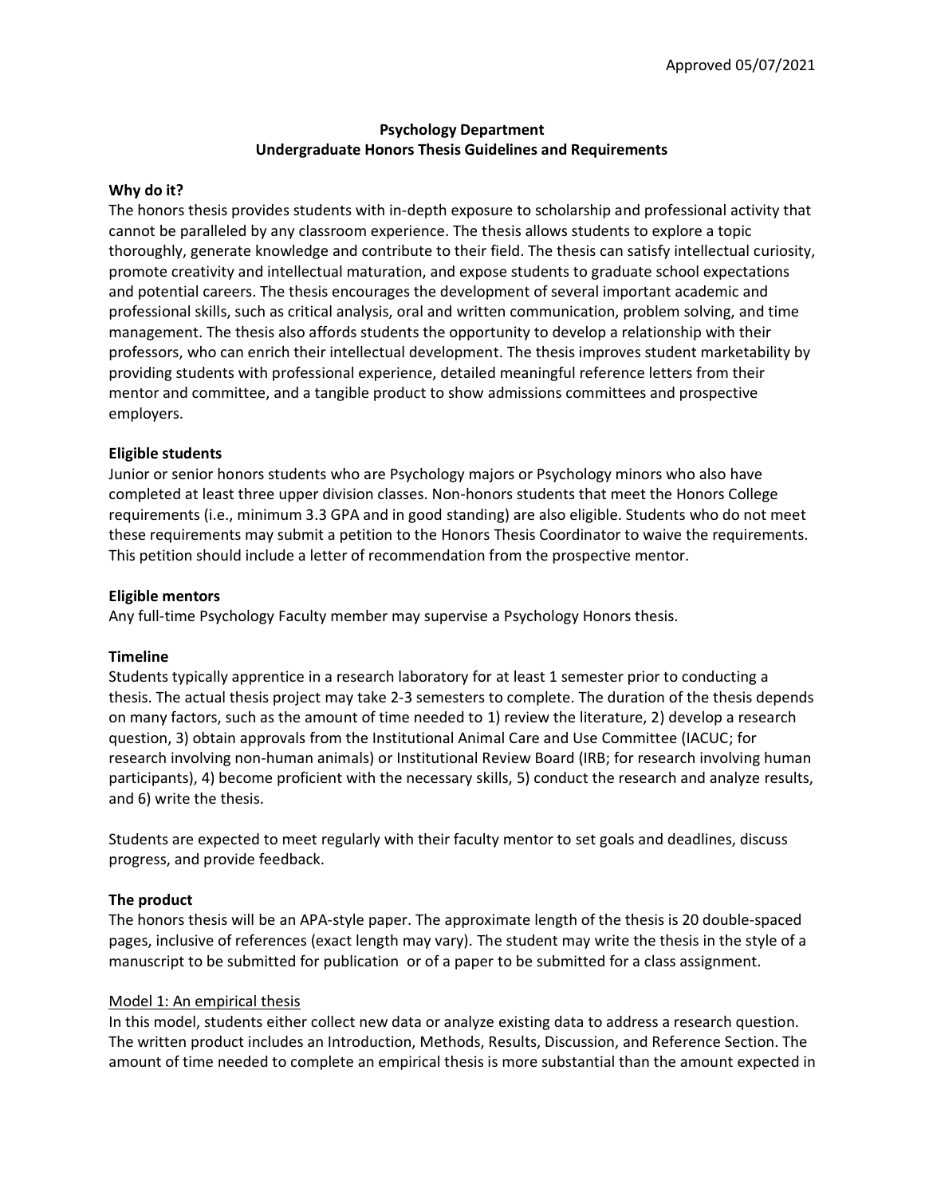Approved 05/07/2021

# Psychology Department
# Undergraduate Honors Thesis Guidelines and Requirements

## Why do it?

The honors thesis provides students with in-depth exposure to scholarship and professional activity that cannot be paralleled by any classroom experience. The thesis allows students to explore a topic thoroughly, generate knowledge and contribute to their field. The thesis can satisfy intellectual curiosity, promote creativity and intellectual maturation, and expose students to graduate school expectations and potential careers. The thesis encourages the development of several important academic and professional skills, such as critical analysis, oral and written communication, problem solving, and time management. The thesis also affords students the opportunity to develop a relationship with their professors, who can enrich their intellectual development. The thesis improves student marketability by providing students with professional experience, detailed meaningful reference letters from their mentor and committee, and a tangible product to show admissions committees and prospective employers.

## Eligible students

Junior or senior honors students who are Psychology majors or Psychology minors who also have completed at least three upper division classes. Non-honors students that meet the Honors College requirements (i.e., minimum 3.3 GPA and in good standing) are also eligible. Students who do not meet these requirements may submit a petition to the Honors Thesis Coordinator to waive the requirements. This petition should include a letter of recommendation from the prospective mentor.

## Eligible mentors

Any full-time Psychology Faculty member may supervise a Psychology Honors thesis.

## Timeline

Students typically apprentice in a research laboratory for at least 1 semester prior to conducting a thesis. The actual thesis project may take 2-3 semesters to complete. The duration of the thesis depends on many factors, such as the amount of time needed to 1) review the literature, 2) develop a research question, 3) obtain approvals from the Institutional Animal Care and Use Committee (IACUC; for research involving non-human animals) or Institutional Review Board (IRB; for research involving human participants), 4) become proficient with the necessary skills, 5) conduct the research and analyze results, and 6) write the thesis.

Students are expected to meet regularly with their faculty mentor to set goals and deadlines, discuss progress, and provide feedback.

## The product

The honors thesis will be an APA-style paper. The approximate length of the thesis is 20 double-spaced pages, inclusive of references (exact length may vary). The student may write the thesis in the style of a manuscript to be submitted for publication or of a paper to be submitted for a class assignment.

### Model 1: An empirical thesis

In this model, students either collect new data or analyze existing data to address a research question. The written product includes an Introduction, Methods, Results, Discussion, and Reference Section. The amount of time needed to complete an empirical thesis is more substantial than the amount expected in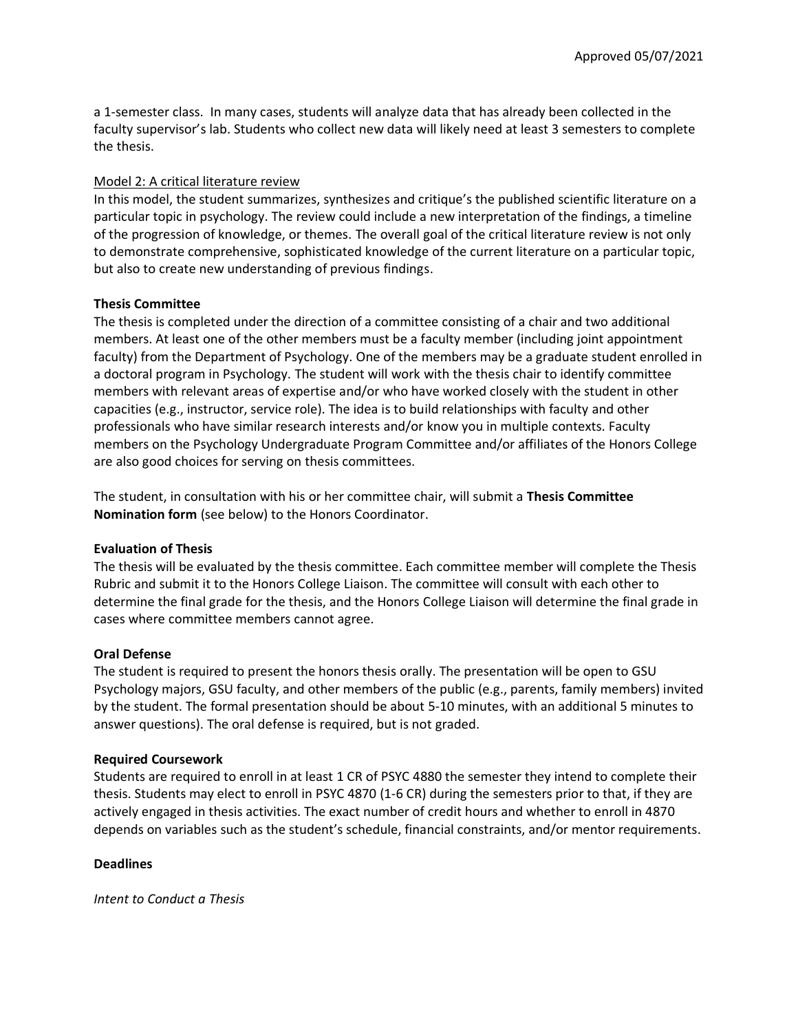a 1-semester class. In many cases, students will analyze data that has already been collected in the faculty supervisor's lab. Students who collect new data will likely need at least 3 semesters to complete the thesis.

Model 2: A critical literature review

In this model, the student summarizes, synthesizes and critique's the published scientific literature on a particular topic in psychology. The review could include a new interpretation of the findings, a timeline of the progression of knowledge, or themes. The overall goal of the critical literature review is not only to demonstrate comprehensive, sophisticated knowledge of the current literature on a particular topic, but also to create new understanding of previous findings.

**Thesis Committee**

The thesis is completed under the direction of a committee consisting of a chair and two additional members. At least one of the other members must be a faculty member (including joint appointment faculty) from the Department of Psychology. One of the members may be a graduate student enrolled in a doctoral program in Psychology. The student will work with the thesis chair to identify committee members with relevant areas of expertise and/or who have worked closely with the student in other capacities (e.g., instructor, service role). The idea is to build relationships with faculty and other professionals who have similar research interests and/or know you in multiple contexts. Faculty members on the Psychology Undergraduate Program Committee and/or affiliates of the Honors College are also good choices for serving on thesis committees.

The student, in consultation with his or her committee chair, will submit a **Thesis Committee Nomination form** (see below) to the Honors Coordinator.

**Evaluation of Thesis**

The thesis will be evaluated by the thesis committee. Each committee member will complete the Thesis Rubric and submit it to the Honors College Liaison. The committee will consult with each other to determine the final grade for the thesis, and the Honors College Liaison will determine the final grade in cases where committee members cannot agree.

**Oral Defense**

The student is required to present the honors thesis orally. The presentation will be open to GSU Psychology majors, GSU faculty, and other members of the public (e.g., parents, family members) invited by the student. The formal presentation should be about 5-10 minutes, with an additional 5 minutes to answer questions). The oral defense is required, but is not graded.

**Required Coursework**

Students are required to enroll in at least 1 CR of PSYC 4880 the semester they intend to complete their thesis. Students may elect to enroll in PSYC 4870 (1-6 CR) during the semesters prior to that, if they are actively engaged in thesis activities. The exact number of credit hours and whether to enroll in 4870 depends on variables such as the student's schedule, financial constraints, and/or mentor requirements.

**Deadlines**

*Intent to Conduct a Thesis*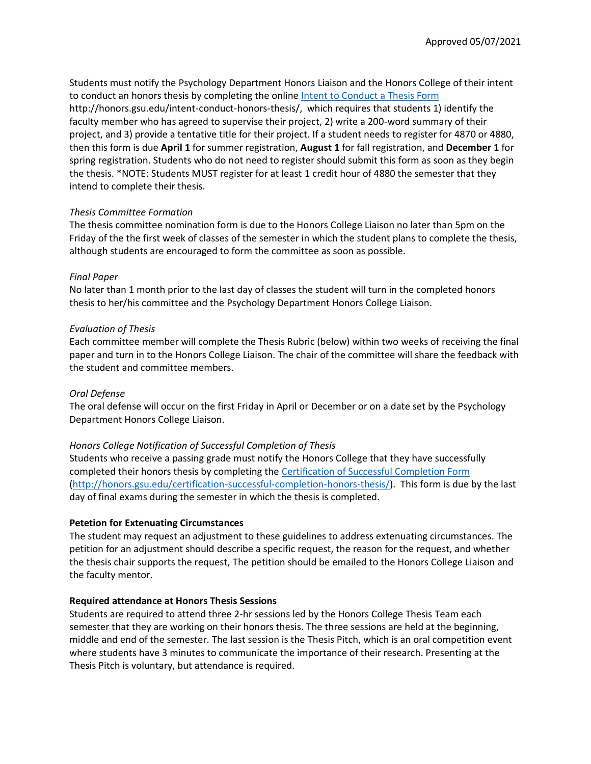Students must notify the Psychology Department Honors Liaison and the Honors College of their intent to conduct an honors thesis by completing the online [Intent to Conduct a Thesis Form](http://honors.gsu.edu/intent-conduct-honors-thesis/) http://honors.gsu.edu/intent-conduct-honors-thesis/, which requires that students 1) identify the faculty member who has agreed to supervise their project, 2) write a 200-word summary of their project, and 3) provide a tentative title for their project. If a student needs to register for 4870 or 4880, then this form is due **April 1** for summer registration, **August 1** for fall registration, and **December 1** for spring registration. Students who do not need to register should submit this form as soon as they begin the thesis. *NOTE: Students MUST register for at least 1 credit hour of 4880 the semester that they intend to complete their thesis.

*Thesis Committee Formation*

The thesis committee nomination form is due to the Honors College Liaison no later than 5pm on the Friday of the the first week of classes of the semester in which the student plans to complete the thesis, although students are encouraged to form the committee as soon as possible.

*Final Paper*

No later than 1 month prior to the last day of classes the student will turn in the completed honors thesis to her/his committee and the Psychology Department Honors College Liaison.

*Evaluation of Thesis*

Each committee member will complete the Thesis Rubric (below) within two weeks of receiving the final paper and turn in to the Honors College Liaison. The chair of the committee will share the feedback with the student and committee members.

*Oral Defense*

The oral defense will occur on the first Friday in April or December or on a date set by the Psychology Department Honors College Liaison.

*Honors College Notification of Successful Completion of Thesis*

Students who receive a passing grade must notify the Honors College that they have successfully completed their honors thesis by completing the [Certification of Successful Completion Form](http://honors.gsu.edu/certification-successful-completion-honors-thesis/) ([http://honors.gsu.edu/certification-successful-completion-honors-thesis/](http://honors.gsu.edu/certification-successful-completion-honors-thesis/)). This form is due by the last day of final exams during the semester in which the thesis is completed.

**Petetion for Extenuating Circumstances**

The student may request an adjustment to these guidelines to address extenuating circumstances. The petition for an adjustment should describe a specific request, the reason for the request, and whether the thesis chair supports the request, The petition should be emailed to the Honors College Liaison and the faculty mentor.

**Required attendance at Honors Thesis Sessions**

Students are required to attend three 2-hr sessions led by the Honors College Thesis Team each semester that they are working on their honors thesis. The three sessions are held at the beginning, middle and end of the semester. The last session is the Thesis Pitch, which is an oral competition event where students have 3 minutes to communicate the importance of their research. Presenting at the Thesis Pitch is voluntary, but attendance is required.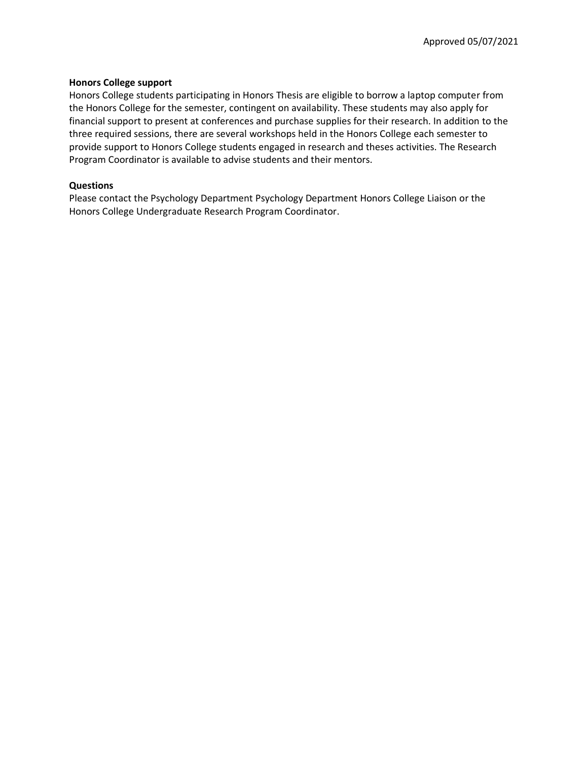Approved 05/07/2021

**Honors College support**

Honors College students participating in Honors Thesis are eligible to borrow a laptop computer from the Honors College for the semester, contingent on availability. These students may also apply for financial support to present at conferences and purchase supplies for their research. In addition to the three required sessions, there are several workshops held in the Honors College each semester to provide support to Honors College students engaged in research and theses activities. The Research Program Coordinator is available to advise students and their mentors.

**Questions**

Please contact the Psychology Department Psychology Department Honors College Liaison or the Honors College Undergraduate Research Program Coordinator.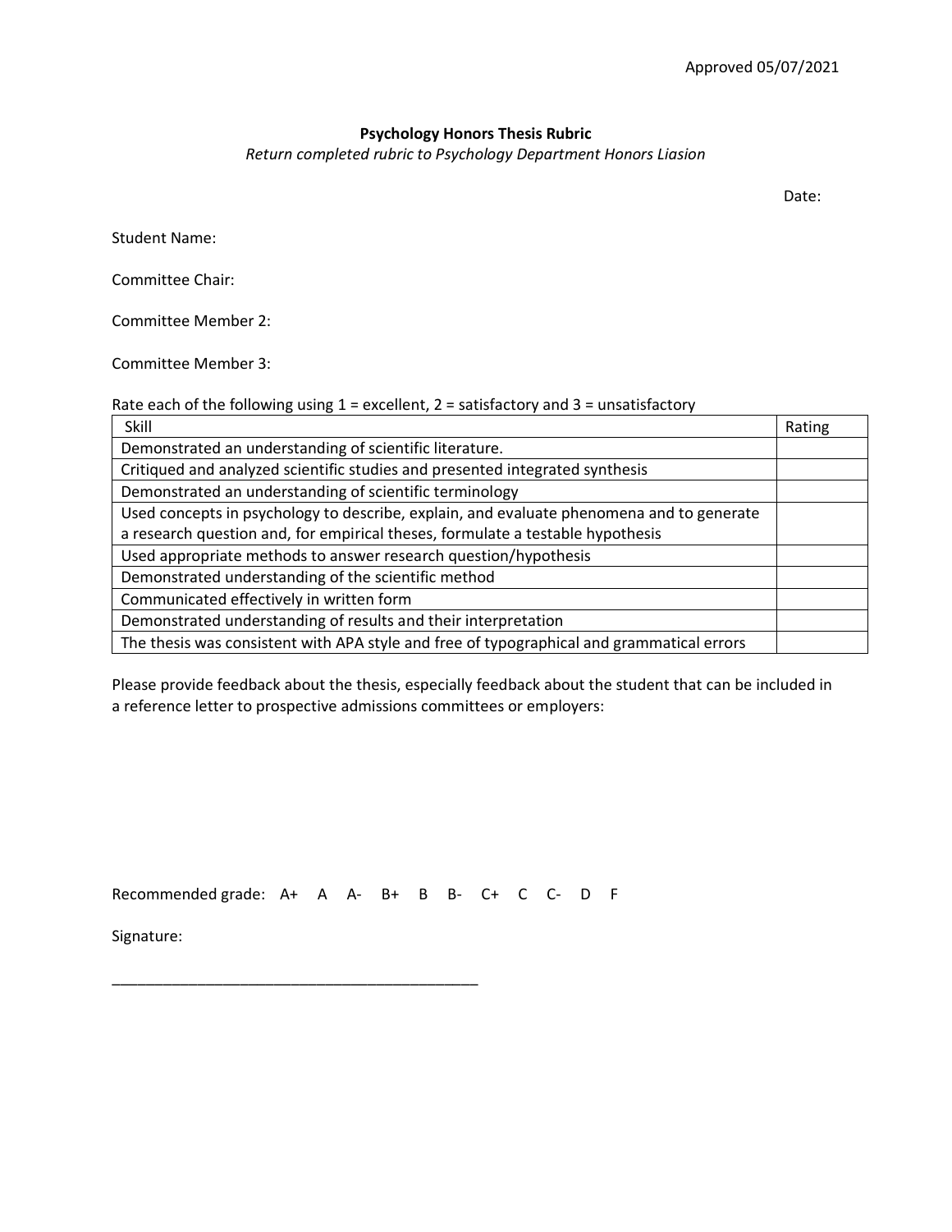Approved 05/07/2021

**Psychology Honors Thesis Rubric**

*Return completed rubric to Psychology Department Honors Liasion*

Date:

Student Name:

Committee Chair:

Committee Member 2:

Committee Member 3:

Rate each of the following using 1 = excellent, 2 = satisfactory and 3 = unsatisfactory

| Skill | Rating |
|---|---|
| Demonstrated an understanding of scientific literature. | |
| Critiqued and analyzed scientific studies and presented integrated synthesis | |
| Demonstrated an understanding of scientific terminology | |
| Used concepts in psychology to describe, explain, and evaluate phenomena and to generate a research question and, for empirical theses, formulate a testable hypothesis | |
| Used appropriate methods to answer research question/hypothesis | |
| Demonstrated understanding of the scientific method | |
| Communicated effectively in written form | |
| Demonstrated understanding of results and their interpretation | |
| The thesis was consistent with APA style and free of typographical and grammatical errors | |

Please provide feedback about the thesis, especially feedback about the student that can be included in a reference letter to prospective admissions committees or employers:

Recommended grade: A+ A A- B+ B B- C+ C C- D F

Signature:

_____________________________________________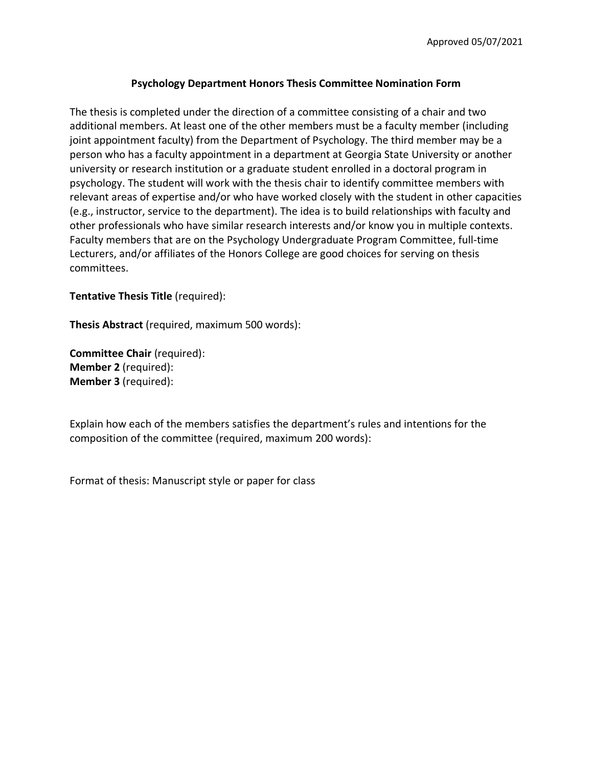Approved 05/07/2021

## Psychology Department Honors Thesis Committee Nomination Form

The thesis is completed under the direction of a committee consisting of a chair and two additional members. At least one of the other members must be a faculty member (including joint appointment faculty) from the Department of Psychology. The third member may be a person who has a faculty appointment in a department at Georgia State University or another university or research institution or a graduate student enrolled in a doctoral program in psychology. The student will work with the thesis chair to identify committee members with relevant areas of expertise and/or who have worked closely with the student in other capacities (e.g., instructor, service to the department). The idea is to build relationships with faculty and other professionals who have similar research interests and/or know you in multiple contexts. Faculty members that are on the Psychology Undergraduate Program Committee, full-time Lecturers, and/or affiliates of the Honors College are good choices for serving on thesis committees.

**Tentative Thesis Title** (required):

**Thesis Abstract** (required, maximum 500 words):

**Committee Chair** (required):
**Member 2** (required):
**Member 3** (required):

Explain how each of the members satisfies the department's rules and intentions for the composition of the committee (required, maximum 200 words):

Format of thesis: Manuscript style or paper for class